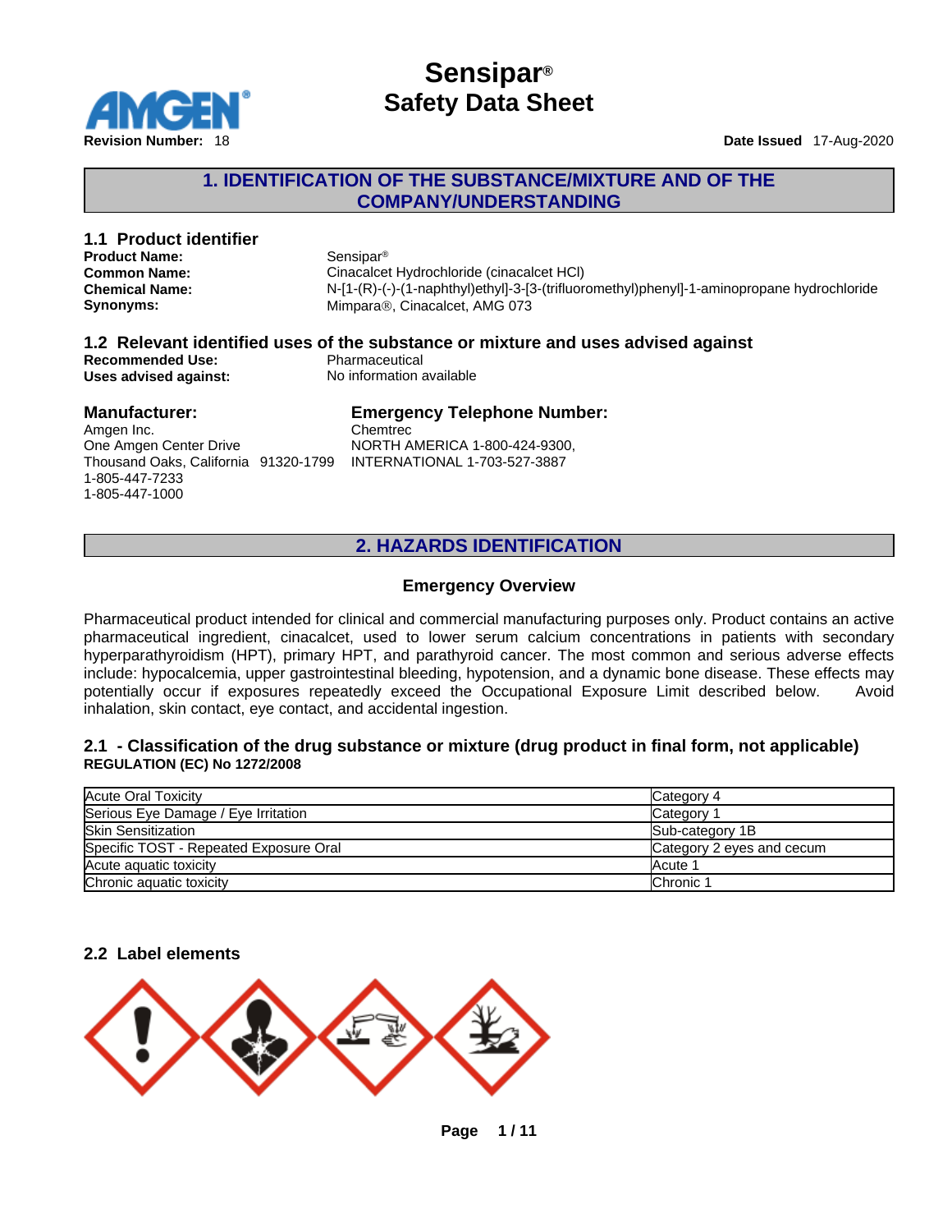# Sensipar® Safety Data Sheet

**Revision Number:** 18 **Date Issued** 17-Aug-2020

## 1. IDENTIFICATION OF THE SUBSTANCE/MIXTURE AND OF THE COMPANY/UNDERSTANDING

### 1.1 Product identifier

**Product Name:** Sensipar®
**Common Name:** Cinacalcet Hydrochloride (cinacalcet HCl)
**Chemical Name:** N-[1-(R)-(-)-(1-naphthyl)ethyl]-3-[3-(trifluoromethyl)phenyl]-1-aminopropane hydrochloride
**Synonyms:** Mimpara®, Cinacalcet, AMG 073

### 1.2 Relevant identified uses of the substance or mixture and uses advised against

**Recommended Use:** Pharmaceutical
**Uses advised against:** No information available

**Manufacturer:**
Amgen Inc.
One Amgen Center Drive
Thousand Oaks, California 91320-1799
1-805-447-7233
1-805-447-1000

**Emergency Telephone Number:**
Chemtrec
NORTH AMERICA 1-800-424-9300,
INTERNATIONAL 1-703-527-3887

## 2. HAZARDS IDENTIFICATION

### Emergency Overview

Pharmaceutical product intended for clinical and commercial manufacturing purposes only. Product contains an active pharmaceutical ingredient, cinacalcet, used to lower serum calcium concentrations in patients with secondary hyperparathyroidism (HPT), primary HPT, and parathyroid cancer. The most common and serious adverse effects include: hypocalcemia, upper gastrointestinal bleeding, hypotension, and a dynamic bone disease. These effects may potentially occur if exposures repeatedly exceed the Occupational Exposure Limit described below. Avoid inhalation, skin contact, eye contact, and accidental ingestion.

### 2.1 - Classification of the drug substance or mixture (drug product in final form, not applicable)

**REGULATION (EC) No 1272/2008**

| | |
|---|---|
| Acute Oral Toxicity | Category 4 |
| Serious Eye Damage / Eye Irritation | Category 1 |
| Skin Sensitization | Sub-category 1B |
| Specific TOST - Repeated Exposure Oral | Category 2 eyes and cecum |
| Acute aquatic toxicity | Acute 1 |
| Chronic aquatic toxicity | Chronic 1 |

### 2.2 Label elements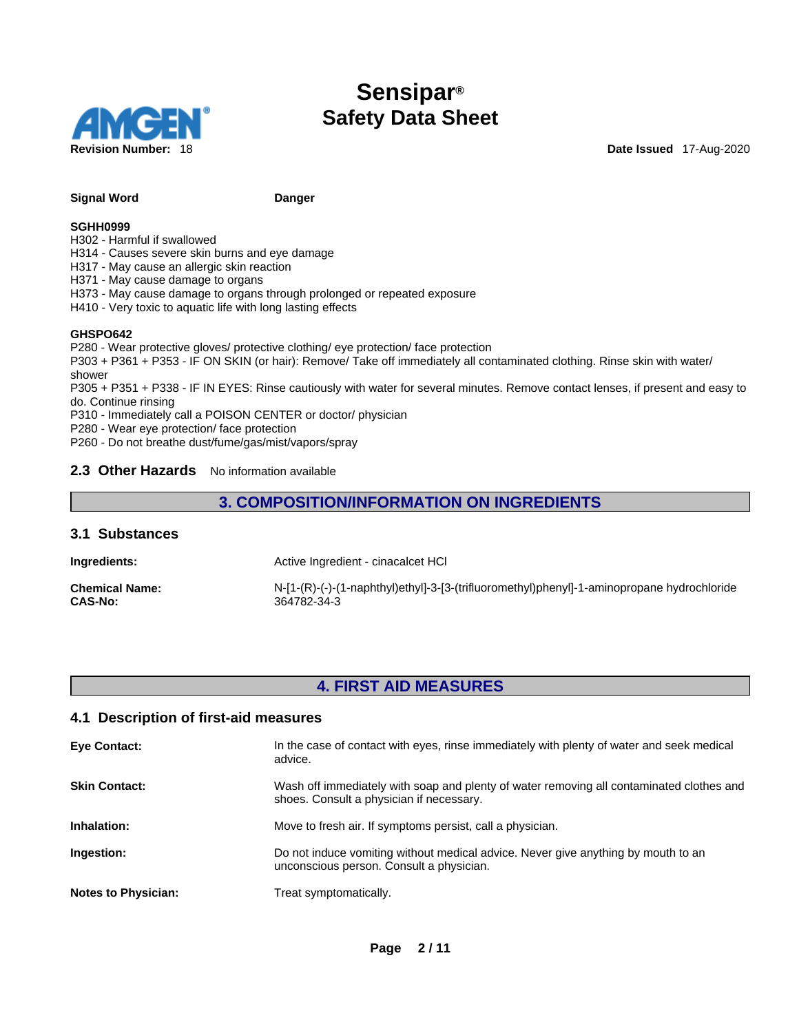**Signal Word** Danger

**SGHH0999**
H302 - Harmful if swallowed
H314 - Causes severe skin burns and eye damage
H317 - May cause an allergic skin reaction
H371 - May cause damage to organs
H373 - May cause damage to organs through prolonged or repeated exposure
H410 - Very toxic to aquatic life with long lasting effects

**GHSPO642**
P280 - Wear protective gloves/ protective clothing/ eye protection/ face protection
P303 + P361 + P353 - IF ON SKIN (or hair): Remove/ Take off immediately all contaminated clothing. Rinse skin with water/ shower
P305 + P351 + P338 - IF IN EYES: Rinse cautiously with water for several minutes. Remove contact lenses, if present and easy to do. Continue rinsing
P310 - Immediately call a POISON CENTER or doctor/ physician
P280 - Wear eye protection/ face protection
P260 - Do not breathe dust/fume/gas/mist/vapors/spray

### 2.3 Other Hazards

No information available

## 3. COMPOSITION/INFORMATION ON INGREDIENTS

### 3.1 Substances

**Ingredients:** Active Ingredient - cinacalcet HCl

**Chemical Name:** N-[1-(R)-(-)-(1-naphthyl)ethyl]-3-[3-(trifluoromethyl)phenyl]-1-aminopropane hydrochloride
**CAS-No:** 364782-34-3

## 4. FIRST AID MEASURES

### 4.1 Description of first-aid measures

**Eye Contact:** In the case of contact with eyes, rinse immediately with plenty of water and seek medical advice.

**Skin Contact:** Wash off immediately with soap and plenty of water removing all contaminated clothes and shoes. Consult a physician if necessary.

**Inhalation:** Move to fresh air. If symptoms persist, call a physician.

**Ingestion:** Do not induce vomiting without medical advice. Never give anything by mouth to an unconscious person. Consult a physician.

**Notes to Physician:** Treat symptomatically.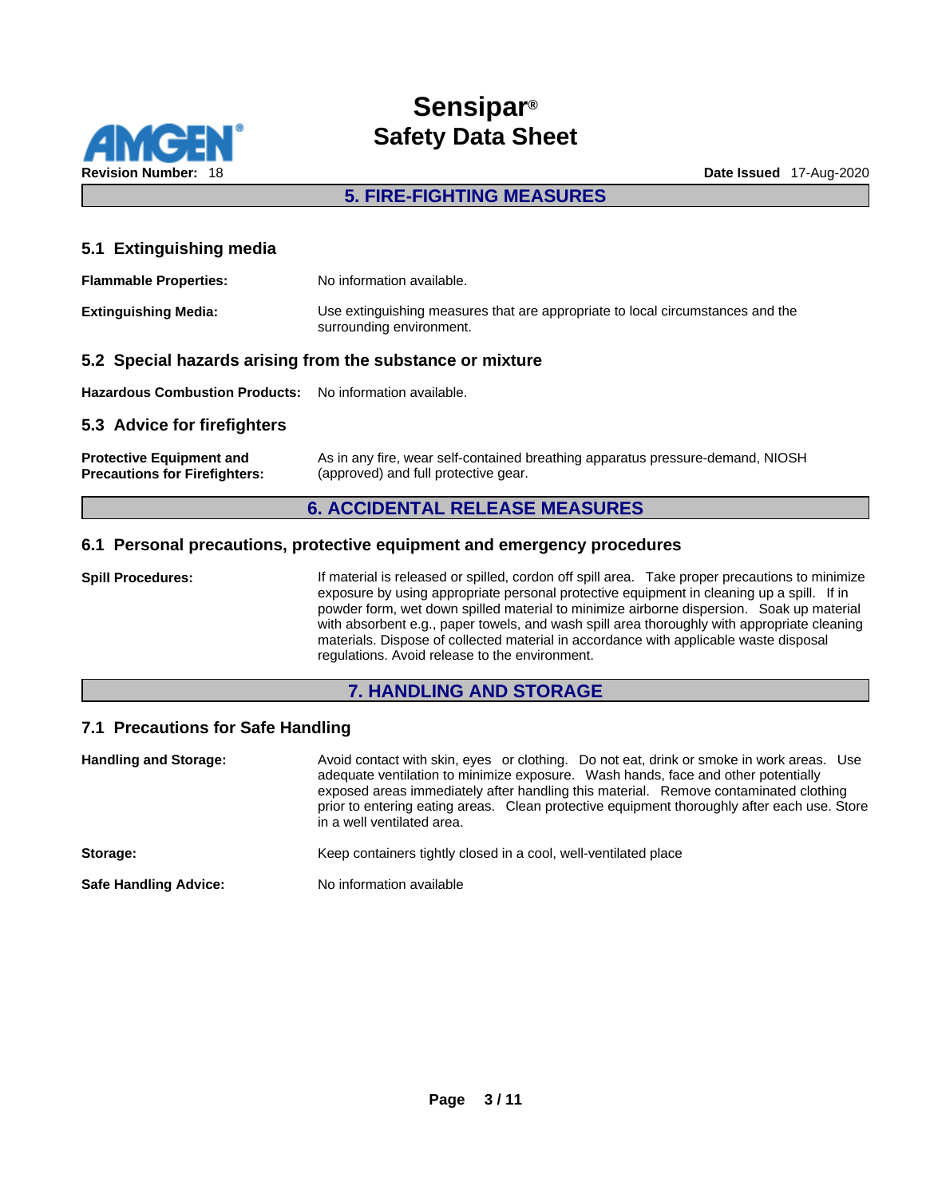## 5. FIRE-FIGHTING MEASURES

### 5.1 Extinguishing media

**Flammable Properties:** No information available.

**Extinguishing Media:** Use extinguishing measures that are appropriate to local circumstances and the surrounding environment.

### 5.2 Special hazards arising from the substance or mixture

**Hazardous Combustion Products:** No information available.

### 5.3 Advice for firefighters

**Protective Equipment and Precautions for Firefighters:** As in any fire, wear self-contained breathing apparatus pressure-demand, NIOSH (approved) and full protective gear.

## 6. ACCIDENTAL RELEASE MEASURES

### 6.1 Personal precautions, protective equipment and emergency procedures

**Spill Procedures:** If material is released or spilled, cordon off spill area. Take proper precautions to minimize exposure by using appropriate personal protective equipment in cleaning up a spill. If in powder form, wet down spilled material to minimize airborne dispersion. Soak up material with absorbent e.g., paper towels, and wash spill area thoroughly with appropriate cleaning materials. Dispose of collected material in accordance with applicable waste disposal regulations. Avoid release to the environment.

## 7. HANDLING AND STORAGE

### 7.1 Precautions for Safe Handling

**Handling and Storage:** Avoid contact with skin, eyes or clothing. Do not eat, drink or smoke in work areas. Use adequate ventilation to minimize exposure. Wash hands, face and other potentially exposed areas immediately after handling this material. Remove contaminated clothing prior to entering eating areas. Clean protective equipment thoroughly after each use. Store in a well ventilated area.

**Storage:** Keep containers tightly closed in a cool, well-ventilated place

**Safe Handling Advice:** No information available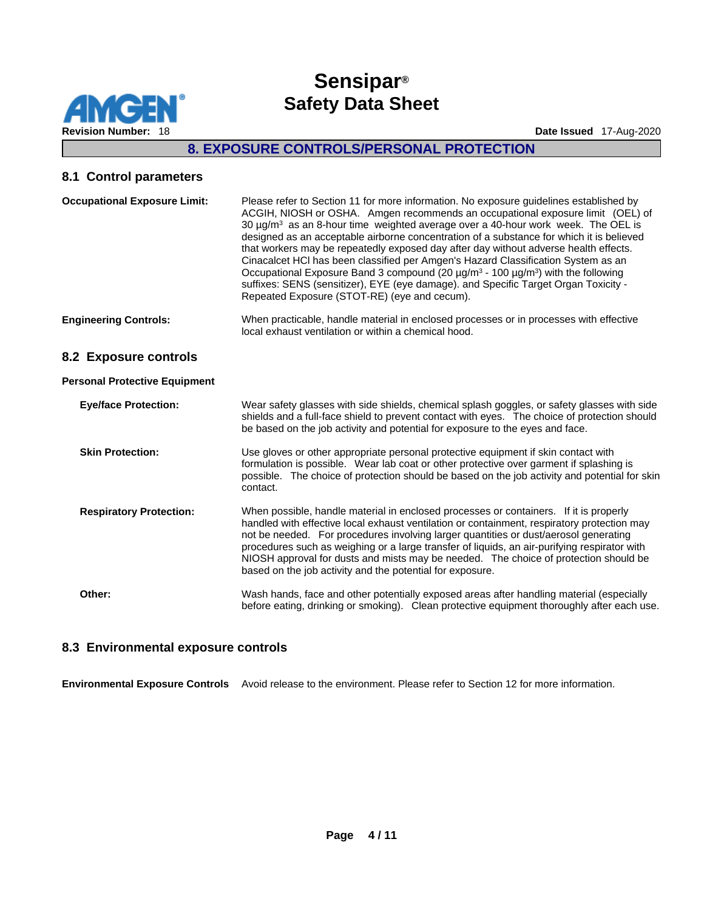## 8. EXPOSURE CONTROLS/PERSONAL PROTECTION

### 8.1 Control parameters

**Occupational Exposure Limit:** Please refer to Section 11 for more information. No exposure guidelines established by ACGIH, NIOSH or OSHA. Amgen recommends an occupational exposure limit (OEL) of 30 µg/m³ as an 8-hour time weighted average over a 40-hour work week. The OEL is designed as an acceptable airborne concentration of a substance for which it is believed that workers may be repeatedly exposed day after day without adverse health effects. Cinacalcet HCl has been classified per Amgen's Hazard Classification System as an Occupational Exposure Band 3 compound (20 µg/m³ - 100 µg/m³) with the following suffixes: SENS (sensitizer), EYE (eye damage). and Specific Target Organ Toxicity - Repeated Exposure (STOT-RE) (eye and cecum).

**Engineering Controls:** When practicable, handle material in enclosed processes or in processes with effective local exhaust ventilation or within a chemical hood.

### 8.2 Exposure controls

**Personal Protective Equipment**

**Eye/face Protection:** Wear safety glasses with side shields, chemical splash goggles, or safety glasses with side shields and a full-face shield to prevent contact with eyes. The choice of protection should be based on the job activity and potential for exposure to the eyes and face.

**Skin Protection:** Use gloves or other appropriate personal protective equipment if skin contact with formulation is possible. Wear lab coat or other protective over garment if splashing is possible. The choice of protection should be based on the job activity and potential for skin contact.

**Respiratory Protection:** When possible, handle material in enclosed processes or containers. If it is properly handled with effective local exhaust ventilation or containment, respiratory protection may not be needed. For procedures involving larger quantities or dust/aerosol generating procedures such as weighing or a large transfer of liquids, an air-purifying respirator with NIOSH approval for dusts and mists may be needed. The choice of protection should be based on the job activity and the potential for exposure.

**Other:** Wash hands, face and other potentially exposed areas after handling material (especially before eating, drinking or smoking). Clean protective equipment thoroughly after each use.

### 8.3 Environmental exposure controls

**Environmental Exposure Controls** Avoid release to the environment. Please refer to Section 12 for more information.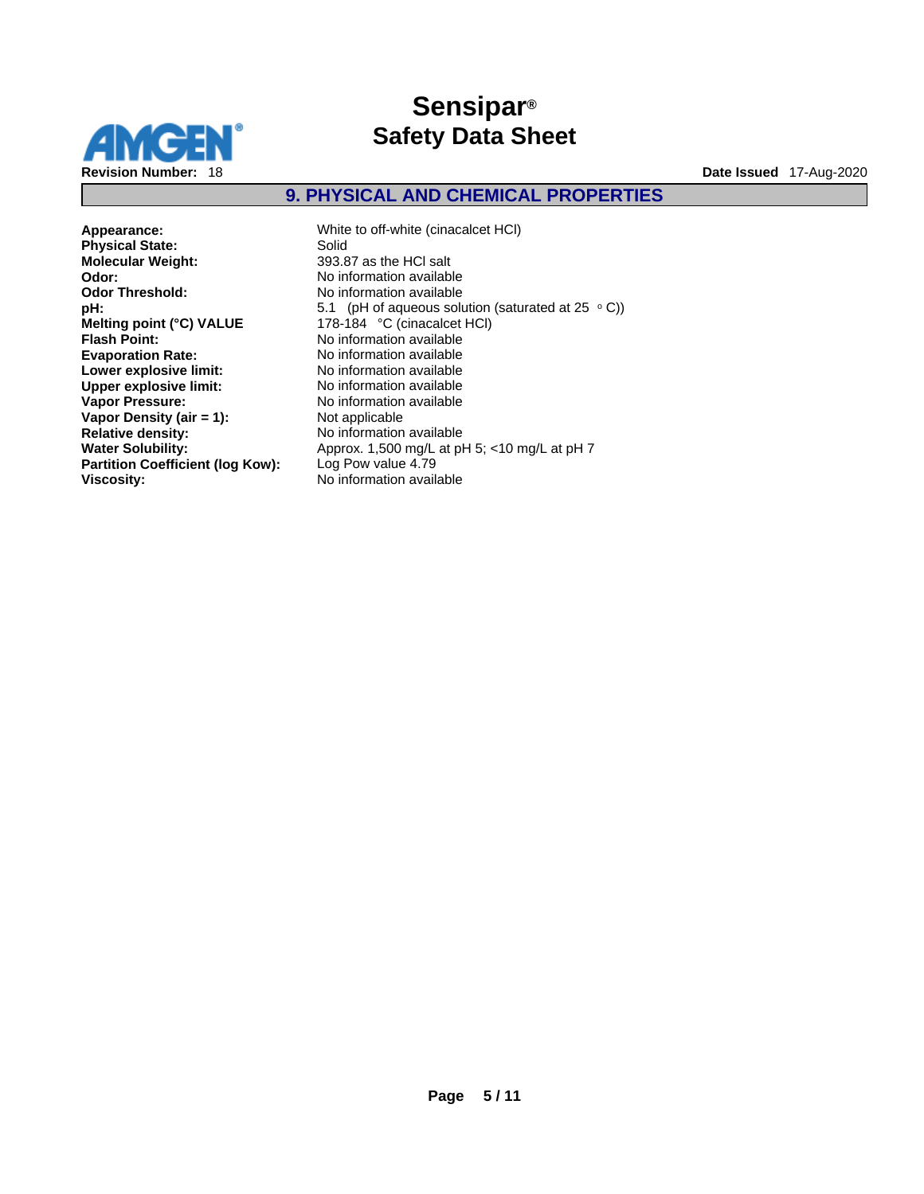## 9. PHYSICAL AND CHEMICAL PROPERTIES

| | |
|---|---|
| **Appearance:** | White to off-white (cinacalcet HCl) |
| **Physical State:** | Solid |
| **Molecular Weight:** | 393.87 as the HCl salt |
| **Odor:** | No information available |
| **Odor Threshold:** | No information available |
| **pH:** | 5.1 (pH of aqueous solution (saturated at 25 °C)) |
| **Melting point (°C) VALUE** | 178-184 °C (cinacalcet HCl) |
| **Flash Point:** | No information available |
| **Evaporation Rate:** | No information available |
| **Lower explosive limit:** | No information available |
| **Upper explosive limit:** | No information available |
| **Vapor Pressure:** | No information available |
| **Vapor Density (air = 1):** | Not applicable |
| **Relative density:** | No information available |
| **Water Solubility:** | Approx. 1,500 mg/L at pH 5; <10 mg/L at pH 7 |
| **Partition Coefficient (log Kow):** | Log Pow value 4.79 |
| **Viscosity:** | No information available |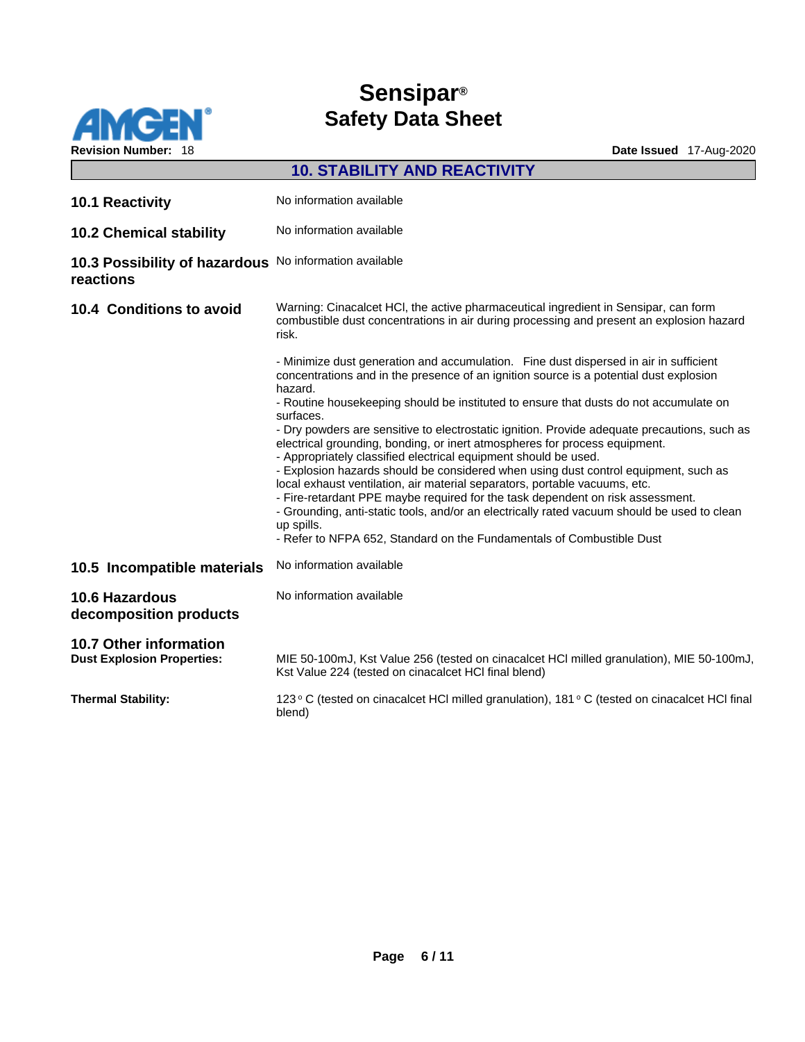## 10. STABILITY AND REACTIVITY

**10.1 Reactivity**

No information available

**10.2 Chemical stability**

No information available

**10.3 Possibility of hazardous reactions**

No information available

**10.4 Conditions to avoid**

Warning: Cinacalcet HCl, the active pharmaceutical ingredient in Sensipar, can form combustible dust concentrations in air during processing and present an explosion hazard risk.

- Minimize dust generation and accumulation. Fine dust dispersed in air in sufficient concentrations and in the presence of an ignition source is a potential dust explosion hazard.
- Routine housekeeping should be instituted to ensure that dusts do not accumulate on surfaces.
- Dry powders are sensitive to electrostatic ignition. Provide adequate precautions, such as electrical grounding, bonding, or inert atmospheres for process equipment.
- Appropriately classified electrical equipment should be used.
- Explosion hazards should be considered when using dust control equipment, such as local exhaust ventilation, air material separators, portable vacuums, etc.
- Fire-retardant PPE maybe required for the task dependent on risk assessment.
- Grounding, anti-static tools, and/or an electrically rated vacuum should be used to clean up spills.
- Refer to NFPA 652, Standard on the Fundamentals of Combustible Dust

**10.5 Incompatible materials**

No information available

**10.6 Hazardous decomposition products**

No information available

**10.7 Other information**

**Dust Explosion Properties:** MIE 50-100mJ, Kst Value 256 (tested on cinacalcet HCl milled granulation), MIE 50-100mJ, Kst Value 224 (tested on cinacalcet HCl final blend)

**Thermal Stability:** 123 °C (tested on cinacalcet HCl milled granulation), 181 °C (tested on cinacalcet HCl final blend)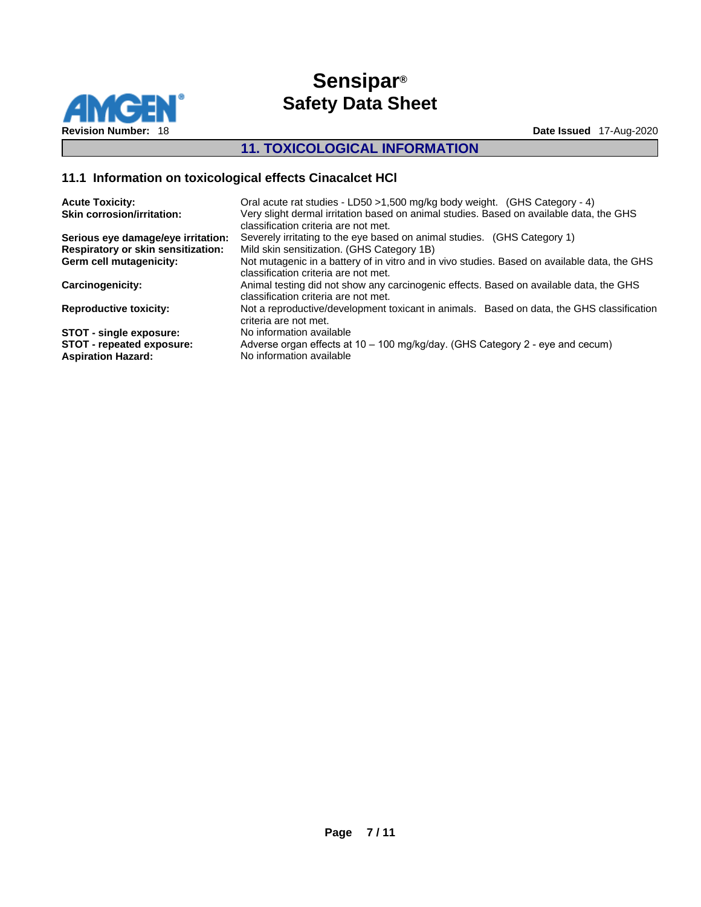## 11. TOXICOLOGICAL INFORMATION

### 11.1 Information on toxicological effects Cinacalcet HCl

| | |
|---|---|
| **Acute Toxicity:** | Oral acute rat studies - LD50 >1,500 mg/kg body weight. (GHS Category - 4) |
| **Skin corrosion/irritation:** | Very slight dermal irritation based on animal studies. Based on available data, the GHS classification criteria are not met. |
| **Serious eye damage/eye irritation:** | Severely irritating to the eye based on animal studies. (GHS Category 1) |
| **Respiratory or skin sensitization:** | Mild skin sensitization. (GHS Category 1B) |
| **Germ cell mutagenicity:** | Not mutagenic in a battery of in vitro and in vivo studies. Based on available data, the GHS classification criteria are not met. |
| **Carcinogenicity:** | Animal testing did not show any carcinogenic effects. Based on available data, the GHS classification criteria are not met. |
| **Reproductive toxicity:** | Not a reproductive/development toxicant in animals. Based on data, the GHS classification criteria are not met. |
| **STOT - single exposure:** | No information available |
| **STOT - repeated exposure:** | Adverse organ effects at 10 – 100 mg/kg/day. (GHS Category 2 - eye and cecum) |
| **Aspiration Hazard:** | No information available |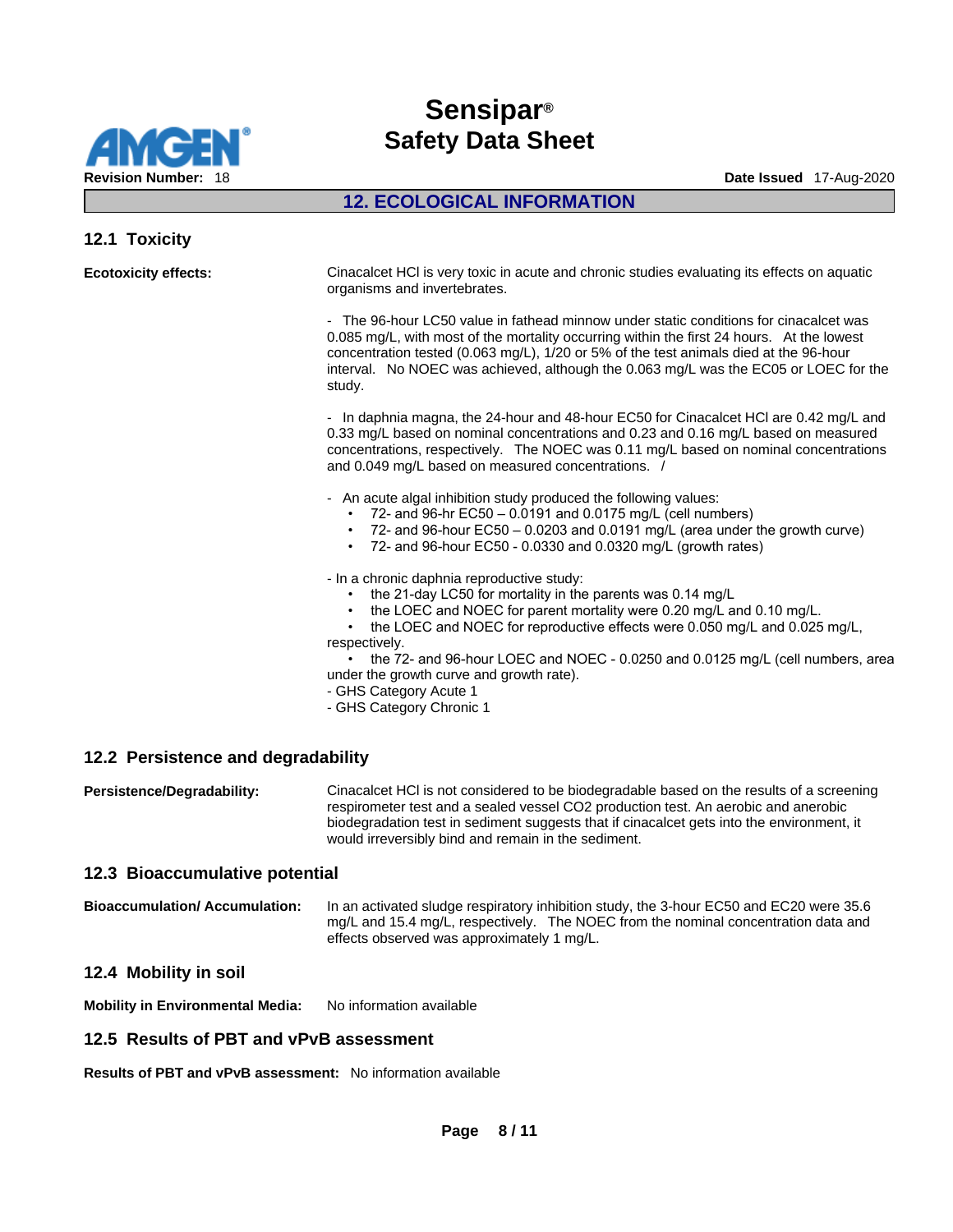## 12. ECOLOGICAL INFORMATION

### 12.1 Toxicity

**Ecotoxicity effects:**

Cinacalcet HCl is very toxic in acute and chronic studies evaluating its effects on aquatic organisms and invertebrates.

- The 96-hour LC50 value in fathead minnow under static conditions for cinacalcet was 0.085 mg/L, with most of the mortality occurring within the first 24 hours. At the lowest concentration tested (0.063 mg/L), 1/20 or 5% of the test animals died at the 96-hour interval. No NOEC was achieved, although the 0.063 mg/L was the EC05 or LOEC for the study.

- In daphnia magna, the 24-hour and 48-hour EC50 for Cinacalcet HCl are 0.42 mg/L and 0.33 mg/L based on nominal concentrations and 0.23 and 0.16 mg/L based on measured concentrations, respectively. The NOEC was 0.11 mg/L based on nominal concentrations and 0.049 mg/L based on measured concentrations. /

- An acute algal inhibition study produced the following values:
  - 72- and 96-hr EC50 – 0.0191 and 0.0175 mg/L (cell numbers)
  - 72- and 96-hour EC50 – 0.0203 and 0.0191 mg/L (area under the growth curve)
  - 72- and 96-hour EC50 - 0.0330 and 0.0320 mg/L (growth rates)

- In a chronic daphnia reproductive study:
  - the 21-day LC50 for mortality in the parents was 0.14 mg/L
  - the LOEC and NOEC for parent mortality were 0.20 mg/L and 0.10 mg/L.
  - the LOEC and NOEC for reproductive effects were 0.050 mg/L and 0.025 mg/L, respectively.
  - the 72- and 96-hour LOEC and NOEC - 0.0250 and 0.0125 mg/L (cell numbers, area under the growth curve and growth rate).
- GHS Category Acute 1
- GHS Category Chronic 1

### 12.2 Persistence and degradability

**Persistence/Degradability:** Cinacalcet HCl is not considered to be biodegradable based on the results of a screening respirometer test and a sealed vessel CO2 production test. An aerobic and anerobic biodegradation test in sediment suggests that if cinacalcet gets into the environment, it would irreversibly bind and remain in the sediment.

### 12.3 Bioaccumulative potential

**Bioaccumulation/ Accumulation:** In an activated sludge respiratory inhibition study, the 3-hour EC50 and EC20 were 35.6 mg/L and 15.4 mg/L, respectively. The NOEC from the nominal concentration data and effects observed was approximately 1 mg/L.

### 12.4 Mobility in soil

**Mobility in Environmental Media:** No information available

### 12.5 Results of PBT and vPvB assessment

**Results of PBT and vPvB assessment:** No information available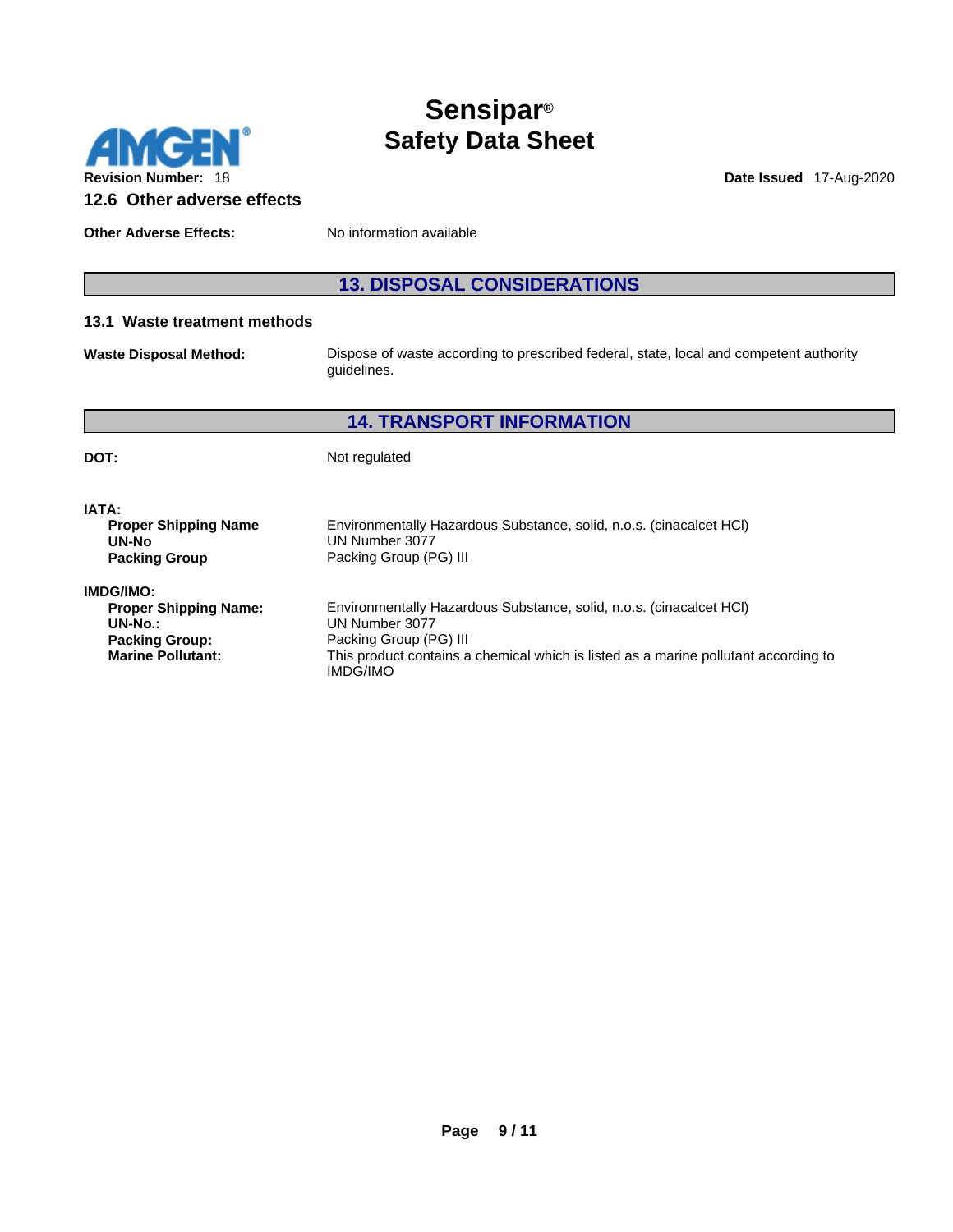### 12.6 Other adverse effects

**Other Adverse Effects:** No information available

## 13. DISPOSAL CONSIDERATIONS

### 13.1 Waste treatment methods

**Waste Disposal Method:** Dispose of waste according to prescribed federal, state, local and competent authority guidelines.

## 14. TRANSPORT INFORMATION

**DOT:** Not regulated

**IATA:**

- **Proper Shipping Name** Environmentally Hazardous Substance, solid, n.o.s. (cinacalcet HCl)
- **UN-No** UN Number 3077
- **Packing Group** Packing Group (PG) III

**IMDG/IMO:**

- **Proper Shipping Name:** Environmentally Hazardous Substance, solid, n.o.s. (cinacalcet HCl)
- **UN-No.:** UN Number 3077
- **Packing Group:** Packing Group (PG) III
- **Marine Pollutant:** This product contains a chemical which is listed as a marine pollutant according to IMDG/IMO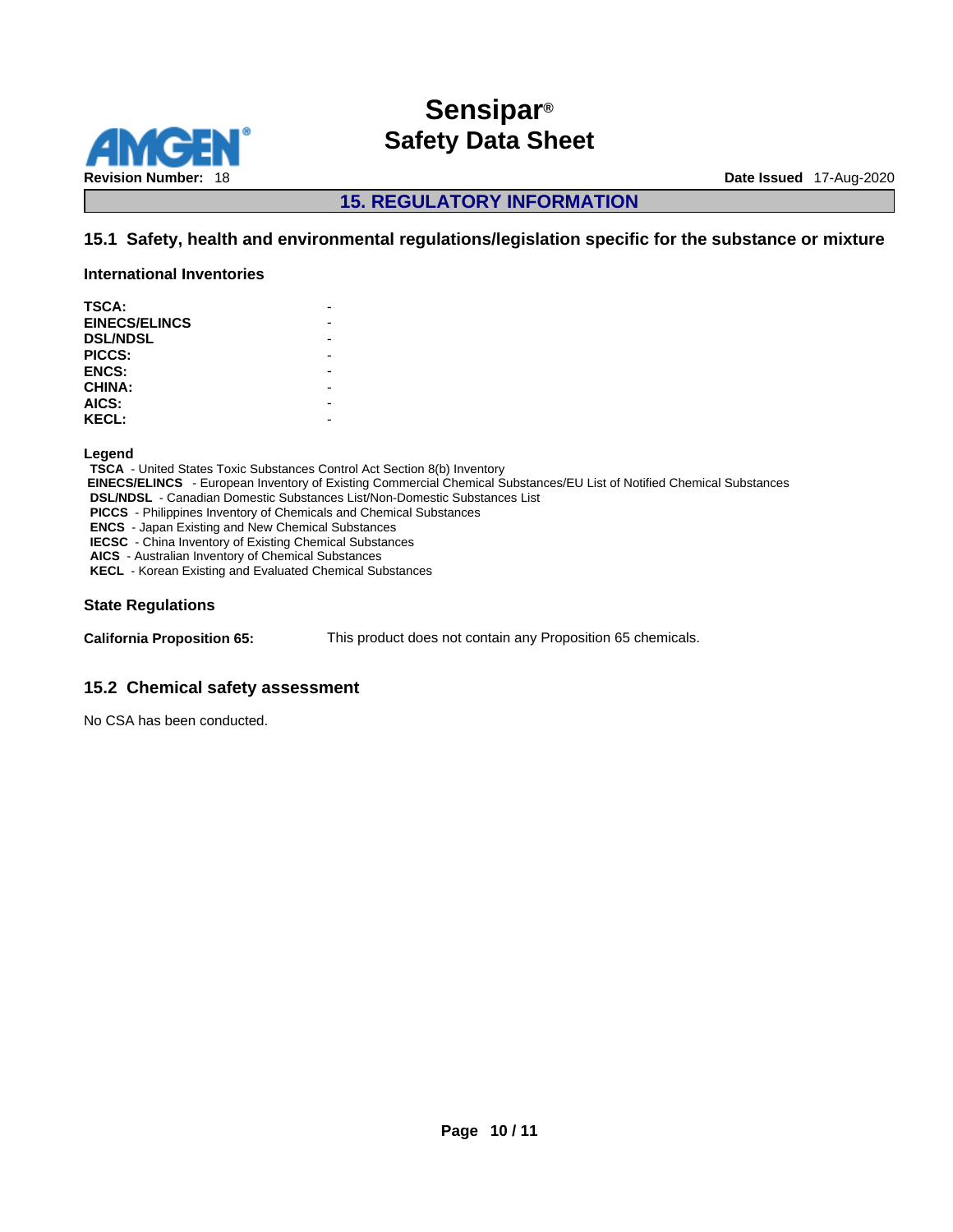## 15. REGULATORY INFORMATION

### 15.1 Safety, health and environmental regulations/legislation specific for the substance or mixture

#### International Inventories

| | |
|---|---|
| **TSCA:** | - |
| **EINECS/ELINCS** | - |
| **DSL/NDSL** | - |
| **PICCS:** | - |
| **ENCS:** | - |
| **CHINA:** | - |
| **AICS:** | - |
| **KECL:** | - |

**Legend**

**TSCA** - United States Toxic Substances Control Act Section 8(b) Inventory
**EINECS/ELINCS** - European Inventory of Existing Commercial Chemical Substances/EU List of Notified Chemical Substances
**DSL/NDSL** - Canadian Domestic Substances List/Non-Domestic Substances List
**PICCS** - Philippines Inventory of Chemicals and Chemical Substances
**ENCS** - Japan Existing and New Chemical Substances
**IECSC** - China Inventory of Existing Chemical Substances
**AICS** - Australian Inventory of Chemical Substances
**KECL** - Korean Existing and Evaluated Chemical Substances

#### State Regulations

**California Proposition 65:** This product does not contain any Proposition 65 chemicals.

### 15.2 Chemical safety assessment

No CSA has been conducted.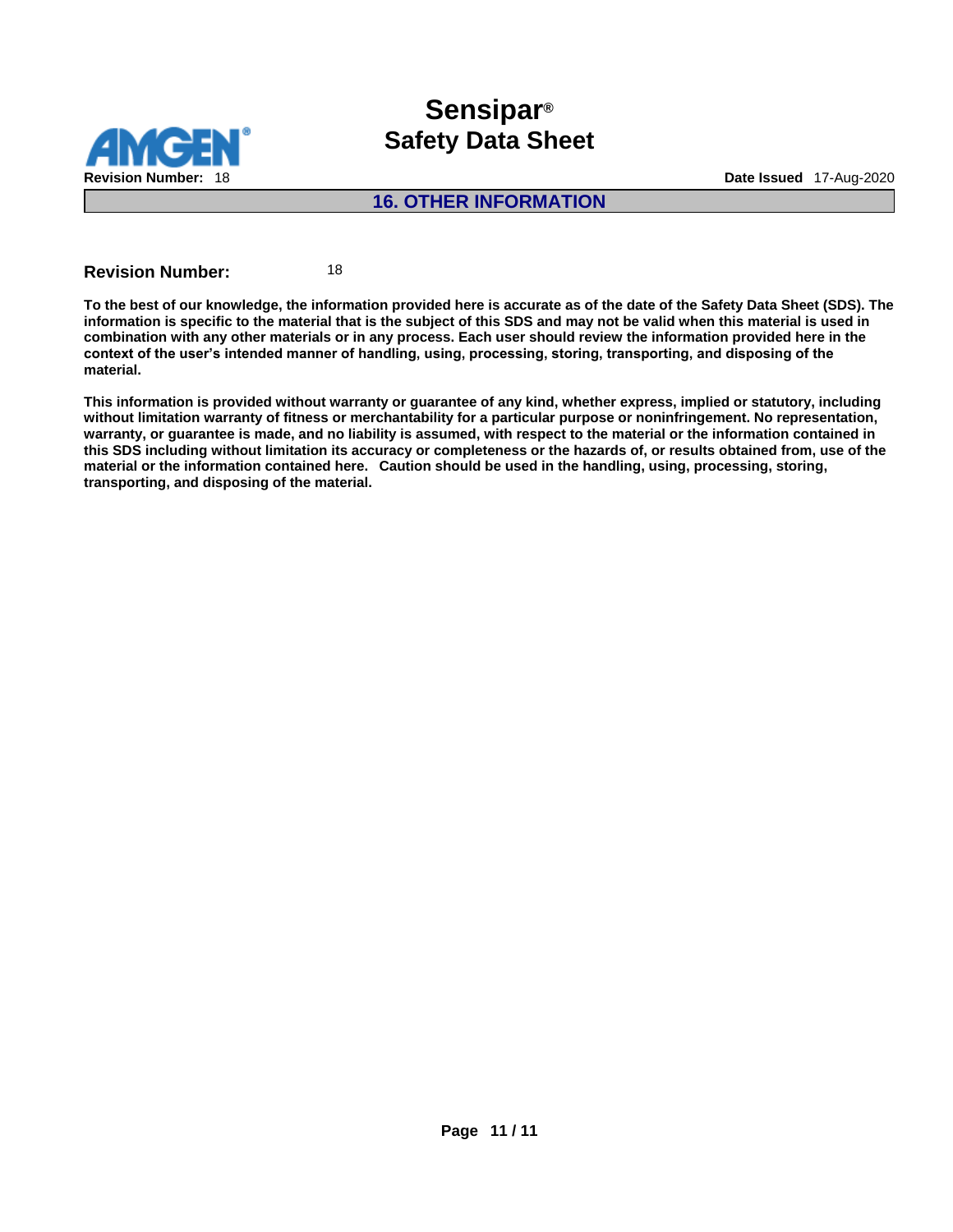## 16. OTHER INFORMATION

**Revision Number:** 18

**To the best of our knowledge, the information provided here is accurate as of the date of the Safety Data Sheet (SDS). The information is specific to the material that is the subject of this SDS and may not be valid when this material is used in combination with any other materials or in any process. Each user should review the information provided here in the context of the user's intended manner of handling, using, processing, storing, transporting, and disposing of the material.**

**This information is provided without warranty or guarantee of any kind, whether express, implied or statutory, including without limitation warranty of fitness or merchantability for a particular purpose or noninfringement. No representation, warranty, or guarantee is made, and no liability is assumed, with respect to the material or the information contained in this SDS including without limitation its accuracy or completeness or the hazards of, or results obtained from, use of the material or the information contained here. Caution should be used in the handling, using, processing, storing, transporting, and disposing of the material.**